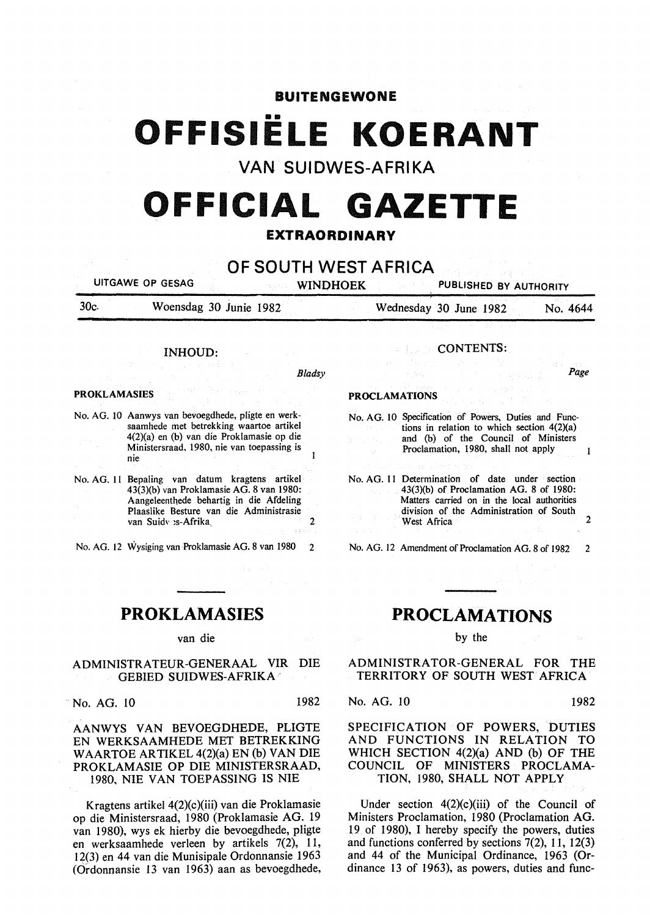# BUITENGEWONE

# OFFISIËLE KOERANT

## VAN SUIDWES-AFRIKA

# OFFICIAL GAZETTE

## EXTRAORDINARY

## OF SOUTH WEST AFRICA

UITGAWE OP GESAG — WINDHOEK — PUBLISHED BY AUTHORITY

30c. — Woensdag 30 Junie 1982 — Wednesday 30 June 1982 — No. 4644

### INHOUD:

*Bladsy*

**PROKLAMASIES**

No. AG. 10 Aanwys van bevoegdhede, pligte en werksaamhede met betrekking waartoe artikel 4(2)(a) en (b) van die Proklamasie op die Ministersraad, 1980, nie van toepassing is nie — 1

No. AG. 11 Bepaling van datum kragtens artikel 43(3)(b) van Proklamasie AG. 8 van 1980: Aangeleenthede behartig in die Afdeling Plaaslike Besture van die Administrasie van Suidwes-Afrika — 2

No. AG. 12 Wysiging van Proklamasie AG. 8 van 1980 — 2

### CONTENTS:

*Page*

**PROCLAMATIONS**

No. AG. 10 Specification of Powers, Duties and Functions in relation to which section 4(2)(a) and (b) of the Council of Ministers Proclamation, 1980, shall not apply — 1

No. AG. 11 Determination of date under section 43(3)(b) of Proclamation AG. 8 of 1980: Matters carried on in the local authorities division of the Administration of South West Africa — 2

No. AG. 12 Amendment of Proclamation AG. 8 of 1982 — 2

## PROKLAMASIES

van die

ADMINISTRATEUR-GENERAAL VIR DIE GEBIED SUIDWES-AFRIKA

No. AG. 10 — 1982

### AANWYS VAN BEVOEGDHEDE, PLIGTE EN WERKSAAMHEDE MET BETREKKING WAARTOE ARTIKEL 4(2)(a) EN (b) VAN DIE PROKLAMASIE OP DIE MINISTERSRAAD, 1980, NIE VAN TOEPASSING IS NIE

Kragtens artikel 4(2)(c)(iii) van die Proklamasie op die Ministersraad, 1980 (Proklamasie AG. 19 van 1980), wys ek hierby die bevoegdhede, pligte en werksaamhede verleen by artikels 7(2), 11, 12(3) en 44 van die Munisipale Ordonnansie 1963 (Ordonnansie 13 van 1963) aan as bevoegdhede,

## PROCLAMATIONS

by the

ADMINISTRATOR-GENERAL FOR THE TERRITORY OF SOUTH WEST AFRICA

No. AG. 10 — 1982

### SPECIFICATION OF POWERS, DUTIES AND FUNCTIONS IN RELATION TO WHICH SECTION 4(2)(a) AND (b) OF THE COUNCIL OF MINISTERS PROCLAMATION, 1980, SHALL NOT APPLY

Under section 4(2)(c)(iii) of the Council of Ministers Proclamation, 1980 (Proclamation AG. 19 of 1980), I hereby specify the powers, duties and functions conferred by sections 7(2), 11, 12(3) and 44 of the Municipal Ordinance, 1963 (Ordinance 13 of 1963), as powers, duties and func-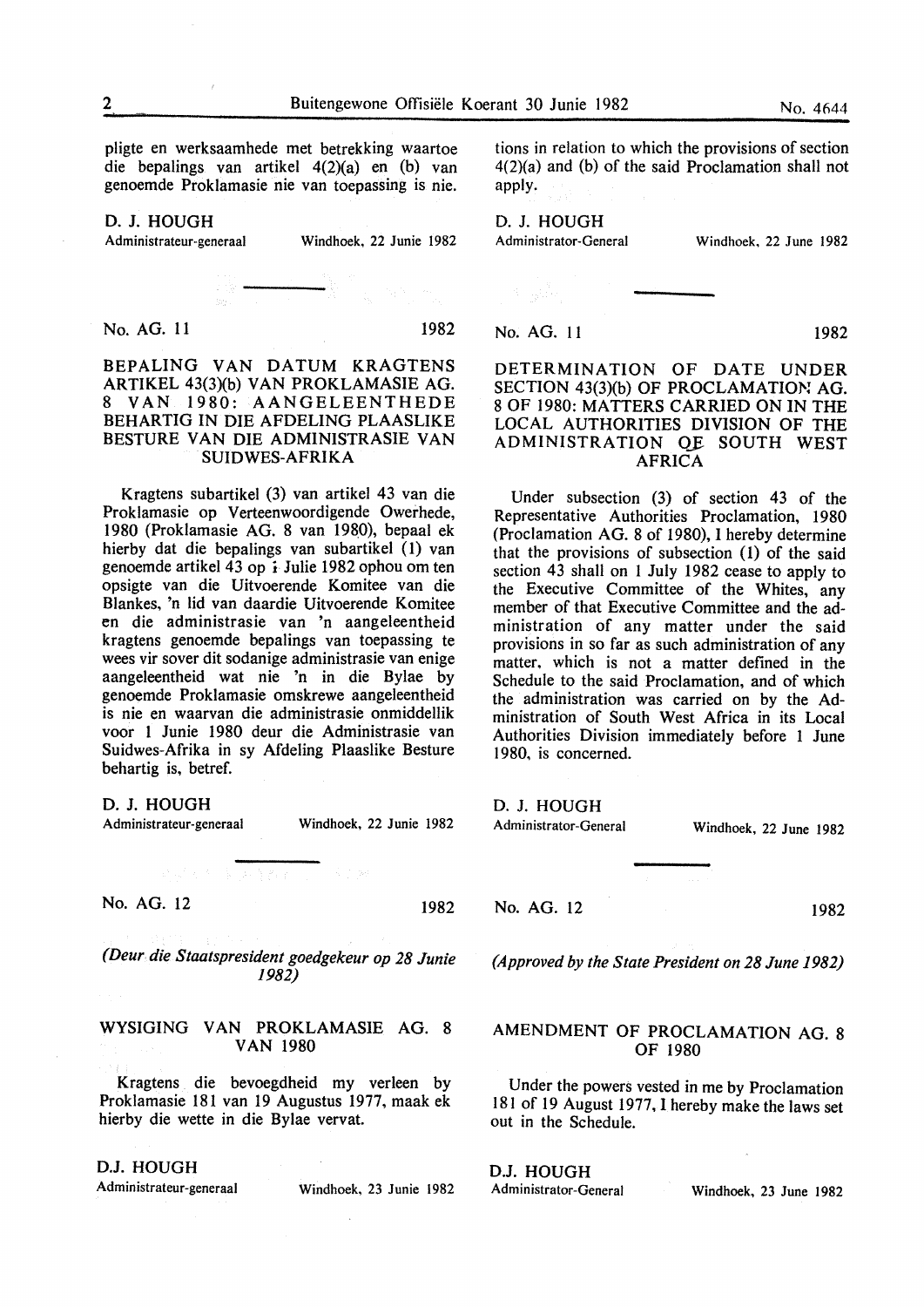pligte en werksaamhede met betrekking waartoe die bepalings van artikel 4(2)(a) en (b) van genoemde Proklamasie nie van toepassing is nie.

D. J. HOUGH
Administrateur-generaal — Windhoek, 22 Junie 1982

---

No. AG. 11 — 1982

## BEPALING VAN DATUM KRAGTENS ARTIKEL 43(3)(b) VAN PROKLAMASIE AG. 8 VAN 1980: AANGELEENTHEDE BEHARTIG IN DIE AFDELING PLAASLIKE BESTURE VAN DIE ADMINISTRASIE VAN SUIDWES-AFRIKA

Kragtens subartikel (3) van artikel 43 van die Proklamasie op Verteenwoordigende Owerhede, 1980 (Proklamasie AG. 8 van 1980), bepaal ek hierby dat die bepalings van subartikel (1) van genoemde artikel 43 op 1 Julie 1982 ophou om ten opsigte van die Uitvoerende Komitee van die Blankes, 'n lid van daardie Uitvoerende Komitee en die administrasie van 'n aangeleentheid kragtens genoemde bepalings van toepassing te wees vir sover dit sodanige administrasie van enige aangeleentheid wat nie 'n in die Bylae by genoemde Proklamasie omskrewe aangeleentheid is nie en waarvan die administrasie onmiddellik voor 1 Junie 1980 deur die Administrasie van Suidwes-Afrika in sy Afdeling Plaaslike Besture behartig is, betref.

D. J. HOUGH
Administrateur-generaal — Windhoek, 22 Junie 1982

---

No. AG. 12 — 1982

*(Deur die Staatspresident goedgekeur op 28 Junie 1982)*

## WYSIGING VAN PROKLAMASIE AG. 8 VAN 1980

Kragtens die bevoegdheid my verleen by Proklamasie 181 van 19 Augustus 1977, maak ek hierby die wette in die Bylae vervat.

D.J. HOUGH
Administrateur-generaal — Windhoek, 23 Junie 1982

---

tions in relation to which the provisions of section 4(2)(a) and (b) of the said Proclamation shall not apply.

D. J. HOUGH
Administrator-General — Windhoek, 22 June 1982

---

No. AG. 11 — 1982

## DETERMINATION OF DATE UNDER SECTION 43(3)(b) OF PROCLAMATION AG. 8 OF 1980: MATTERS CARRIED ON IN THE LOCAL AUTHORITIES DIVISION OF THE ADMINISTRATION OF SOUTH WEST AFRICA

Under subsection (3) of section 43 of the Representative Authorities Proclamation, 1980 (Proclamation AG. 8 of 1980), I hereby determine that the provisions of subsection (1) of the said section 43 shall on 1 July 1982 cease to apply to the Executive Committee of the Whites, any member of that Executive Committee and the administration of any matter under the said provisions in so far as such administration of any matter, which is not a matter defined in the Schedule to the said Proclamation, and of which the administration was carried on by the Administration of South West Africa in its Local Authorities Division immediately before 1 June 1980, is concerned.

D. J. HOUGH
Administrator-General — Windhoek, 22 June 1982

---

No. AG. 12 — 1982

*(Approved by the State President on 28 June 1982)*

## AMENDMENT OF PROCLAMATION AG. 8 OF 1980

Under the powers vested in me by Proclamation 181 of 19 August 1977, I hereby make the laws set out in the Schedule.

D.J. HOUGH
Administrator-General — Windhoek, 23 June 1982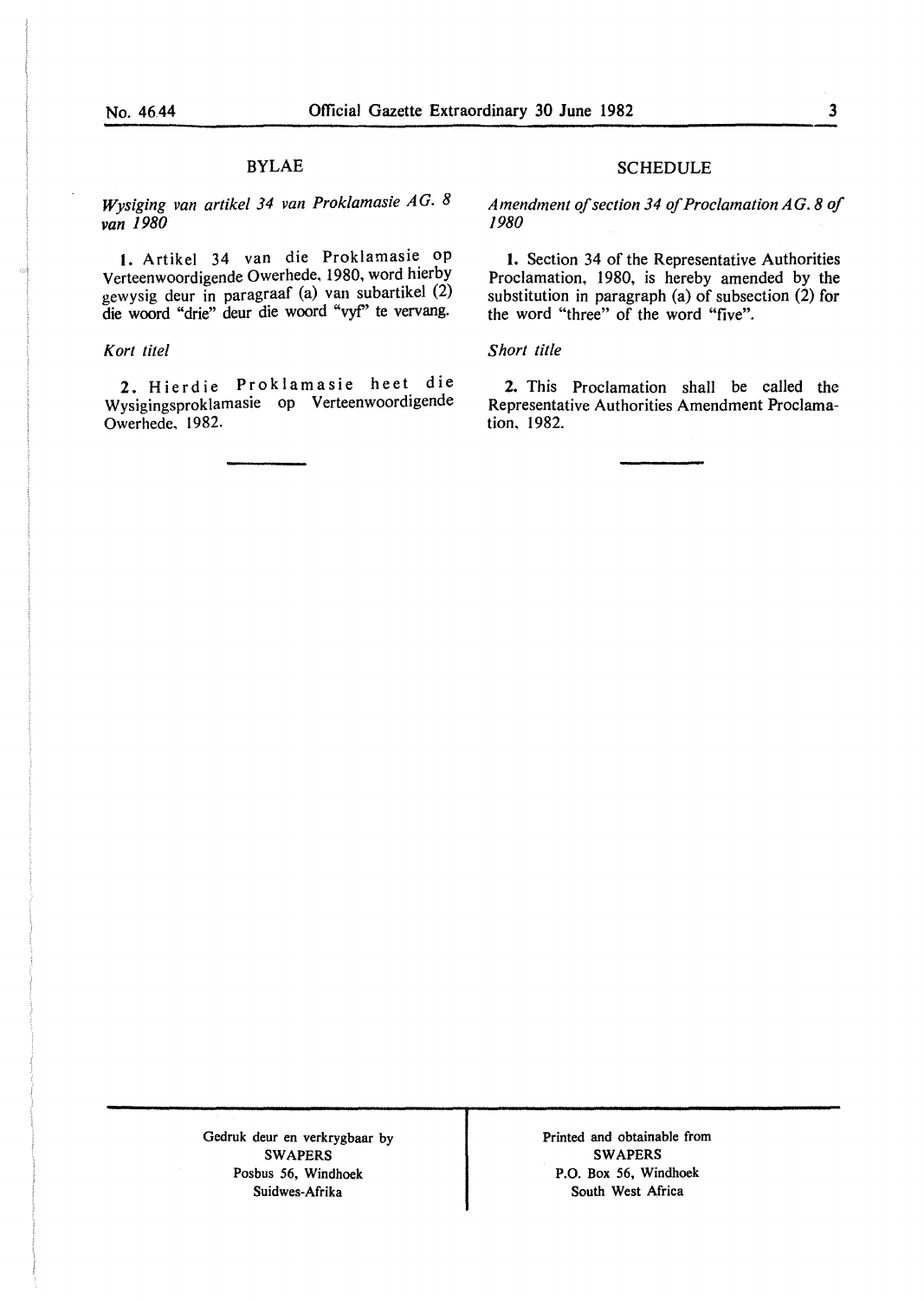## BYLAE

*Wysiging van artikel 34 van Proklamasie AG. 8 van 1980*

**1.** Artikel 34 van die Proklamasie op Verteenwoordigende Owerhede, 1980, word hierby gewysig deur in paragraaf (a) van subartikel (2) die woord "drie" deur die woord "vyf" te vervang.

*Kort titel*

**2.** Hierdie Proklamasie heet die Wysigingsproklamasie op Verteenwoordigende Owerhede, 1982.

## SCHEDULE

*Amendment of section 34 of Proclamation AG. 8 of 1980*

**1.** Section 34 of the Representative Authorities Proclamation, 1980, is hereby amended by the substitution in paragraph (a) of subsection (2) for the word "three" of the word "five".

*Short title*

**2.** This Proclamation shall be called the Representative Authorities Amendment Proclamation, 1982.

---

Gedruk deur en verkrygbaar by
SWAPERS
Posbus 56, Windhoek
Suidwes-Afrika

Printed and obtainable from
SWAPERS
P.O. Box 56, Windhoek
South West Africa